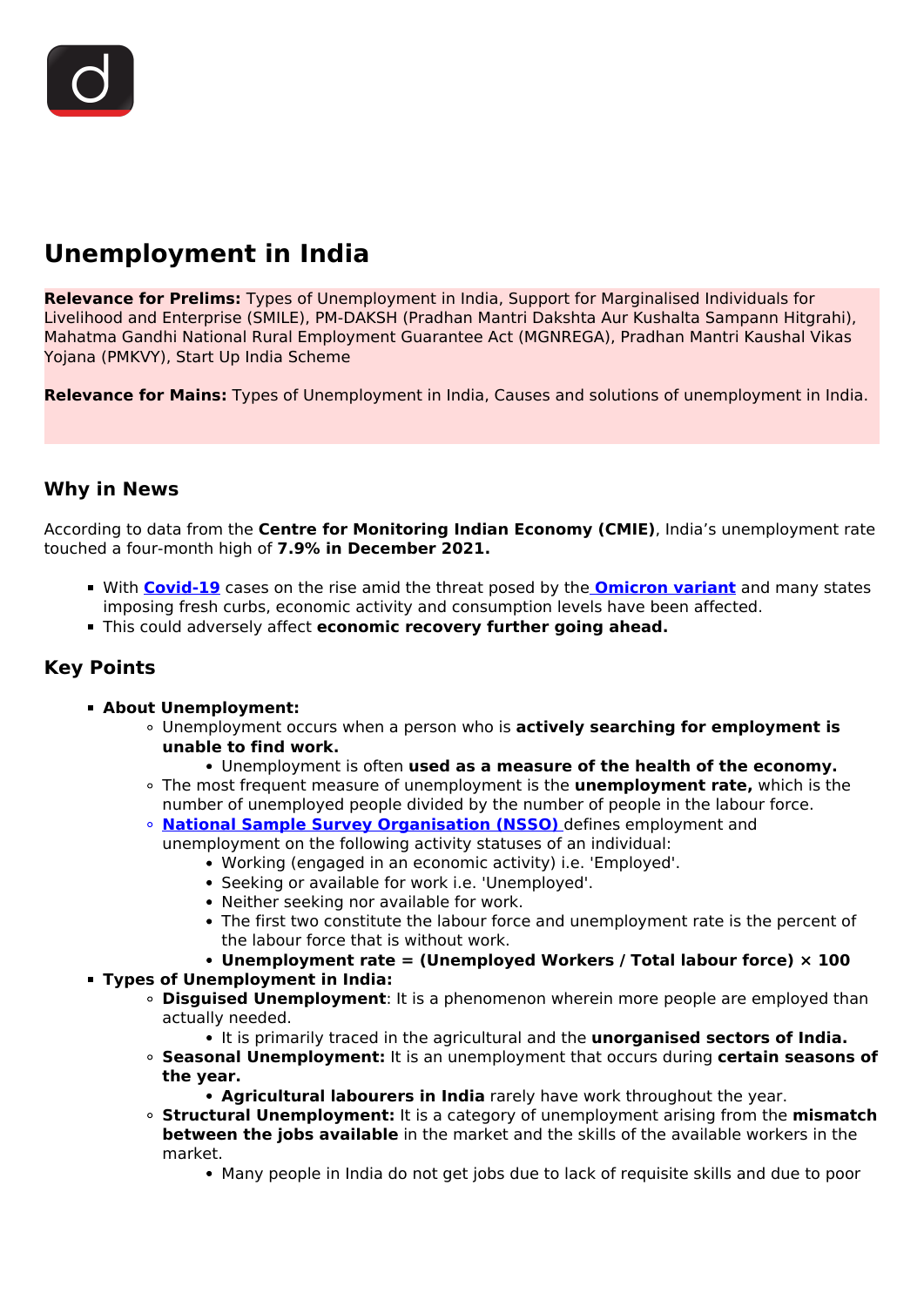# Unemployment in India

**Relevance for Prelims:** Types of Unemployment in India, Support for Marginalised Individuals for Livelihood and Enterprise (SMILE), PM-DAKSH (Pradhan Mantri Dakshta Aur Kushalta Sampann Hitgrahi), Mahatma Gandhi National Rural Employment Guarantee Act (MGNREGA), Pradhan Mantri Kaushal Vikas Yojana (PMKVY), Start Up India Scheme

**Relevance for Mains:** Types of Unemployment in India, Causes and solutions of unemployment in India.

## Why in News

According to data from the **Centre for Monitoring Indian Economy (CMIE)**, India's unemployment rate touched a four-month high of **7.9% in December 2021.**

- With **Covid-19** cases on the rise amid the threat posed by the **Omicron variant** and many states imposing fresh curbs, economic activity and consumption levels have been affected.
- This could adversely affect **economic recovery further going ahead.**

## Key Points

- **About Unemployment:**
    - Unemployment occurs when a person who is **actively searching for employment is unable to find work.**
        - Unemployment is often **used as a measure of the health of the economy.**
    - The most frequent measure of unemployment is the **unemployment rate,** which is the number of unemployed people divided by the number of people in the labour force.
    - **National Sample Survey Organisation (NSSO)** defines employment and unemployment on the following activity statuses of an individual:
        - Working (engaged in an economic activity) i.e. 'Employed'.
        - Seeking or available for work i.e. 'Unemployed'.
        - Neither seeking nor available for work.
        - The first two constitute the labour force and unemployment rate is the percent of the labour force that is without work.
        - **Unemployment rate = (Unemployed Workers / Total labour force) × 100**
- **Types of Unemployment in India:**
    - **Disguised Unemployment**: It is a phenomenon wherein more people are employed than actually needed.
        - It is primarily traced in the agricultural and the **unorganised sectors of India.**
    - **Seasonal Unemployment:** It is an unemployment that occurs during **certain seasons of the year.**
        - **Agricultural labourers in India** rarely have work throughout the year.
    - **Structural Unemployment:** It is a category of unemployment arising from the **mismatch between the jobs available** in the market and the skills of the available workers in the market.
        - Many people in India do not get jobs due to lack of requisite skills and due to poor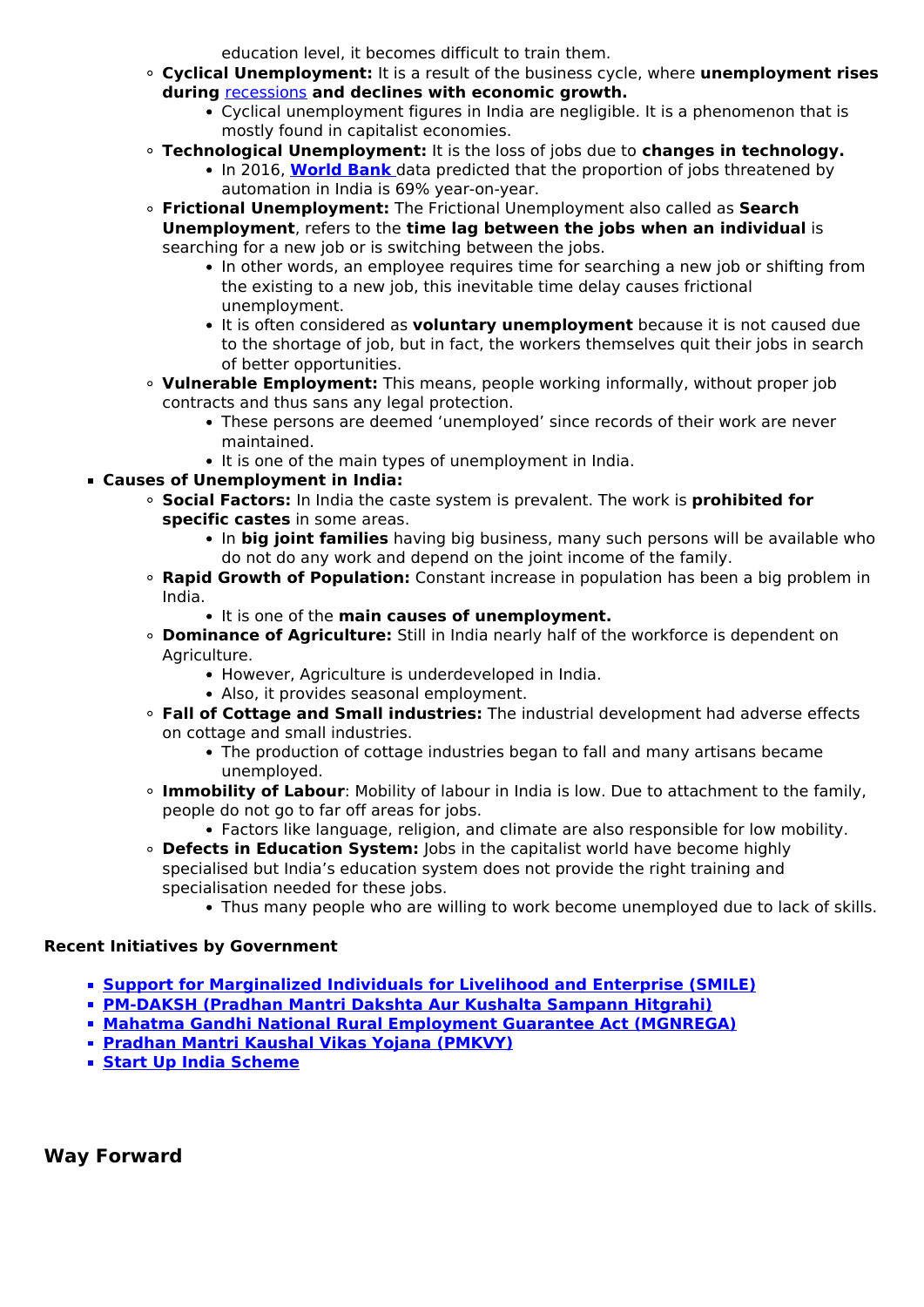education level, it becomes difficult to train them.

- **Cyclical Unemployment:** It is a result of the business cycle, where **unemployment rises during** recessions **and declines with economic growth.**
  - Cyclical unemployment figures in India are negligible. It is a phenomenon that is mostly found in capitalist economies.
- **Technological Unemployment:** It is the loss of jobs due to **changes in technology.**
  - In 2016, **World Bank** data predicted that the proportion of jobs threatened by automation in India is 69% year-on-year.
- **Frictional Unemployment:** The Frictional Unemployment also called as **Search Unemployment**, refers to the **time lag between the jobs when an individual** is searching for a new job or is switching between the jobs.
  - In other words, an employee requires time for searching a new job or shifting from the existing to a new job, this inevitable time delay causes frictional unemployment.
  - It is often considered as **voluntary unemployment** because it is not caused due to the shortage of job, but in fact, the workers themselves quit their jobs in search of better opportunities.
- **Vulnerable Employment:** This means, people working informally, without proper job contracts and thus sans any legal protection.
  - These persons are deemed 'unemployed' since records of their work are never maintained.
  - It is one of the main types of unemployment in India.

- **Causes of Unemployment in India:**
  - **Social Factors:** In India the caste system is prevalent. The work is **prohibited for specific castes** in some areas.
    - In **big joint families** having big business, many such persons will be available who do not do any work and depend on the joint income of the family.
  - **Rapid Growth of Population:** Constant increase in population has been a big problem in India.
    - It is one of the **main causes of unemployment.**
  - **Dominance of Agriculture:** Still in India nearly half of the workforce is dependent on Agriculture.
    - However, Agriculture is underdeveloped in India.
    - Also, it provides seasonal employment.
  - **Fall of Cottage and Small industries:** The industrial development had adverse effects on cottage and small industries.
    - The production of cottage industries began to fall and many artisans became unemployed.
  - **Immobility of Labour**: Mobility of labour in India is low. Due to attachment to the family, people do not go to far off areas for jobs.
    - Factors like language, religion, and climate are also responsible for low mobility.
  - **Defects in Education System:** Jobs in the capitalist world have become highly specialised but India's education system does not provide the right training and specialisation needed for these jobs.
    - Thus many people who are willing to work become unemployed due to lack of skills.

**Recent Initiatives by Government**

- **Support for Marginalized Individuals for Livelihood and Enterprise (SMILE)**
- **PM-DAKSH (Pradhan Mantri Dakshta Aur Kushalta Sampann Hitgrahi)**
- **Mahatma Gandhi National Rural Employment Guarantee Act (MGNREGA)**
- **Pradhan Mantri Kaushal Vikas Yojana (PMKVY)**
- **Start Up India Scheme**

## Way Forward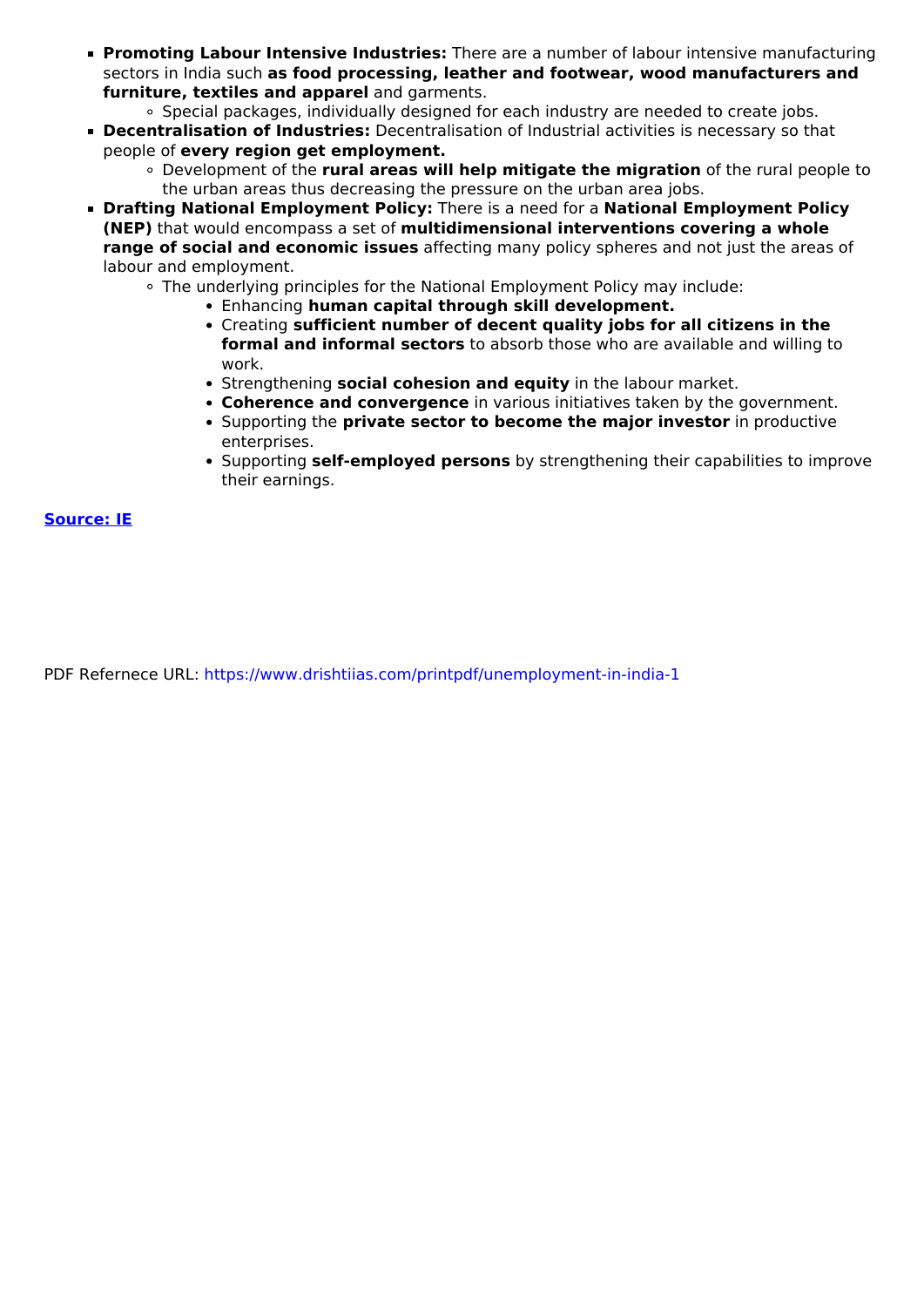- **Promoting Labour Intensive Industries:** There are a number of labour intensive manufacturing sectors in India such **as food processing, leather and footwear, wood manufacturers and furniture, textiles and apparel** and garments.
  - Special packages, individually designed for each industry are needed to create jobs.
- **Decentralisation of Industries:** Decentralisation of Industrial activities is necessary so that people of **every region get employment.**
  - Development of the **rural areas will help mitigate the migration** of the rural people to the urban areas thus decreasing the pressure on the urban area jobs.
- **Drafting National Employment Policy:** There is a need for a **National Employment Policy (NEP)** that would encompass a set of **multidimensional interventions covering a whole range of social and economic issues** affecting many policy spheres and not just the areas of labour and employment.
  - The underlying principles for the National Employment Policy may include:
    - Enhancing **human capital through skill development.**
    - Creating **sufficient number of decent quality jobs for all citizens in the formal and informal sectors** to absorb those who are available and willing to work.
    - Strengthening **social cohesion and equity** in the labour market.
    - **Coherence and convergence** in various initiatives taken by the government.
    - Supporting the **private sector to become the major investor** in productive enterprises.
    - Supporting **self-employed persons** by strengthening their capabilities to improve their earnings.

**Source: IE**

PDF Refernece URL: https://www.drishtiias.com/printpdf/unemployment-in-india-1